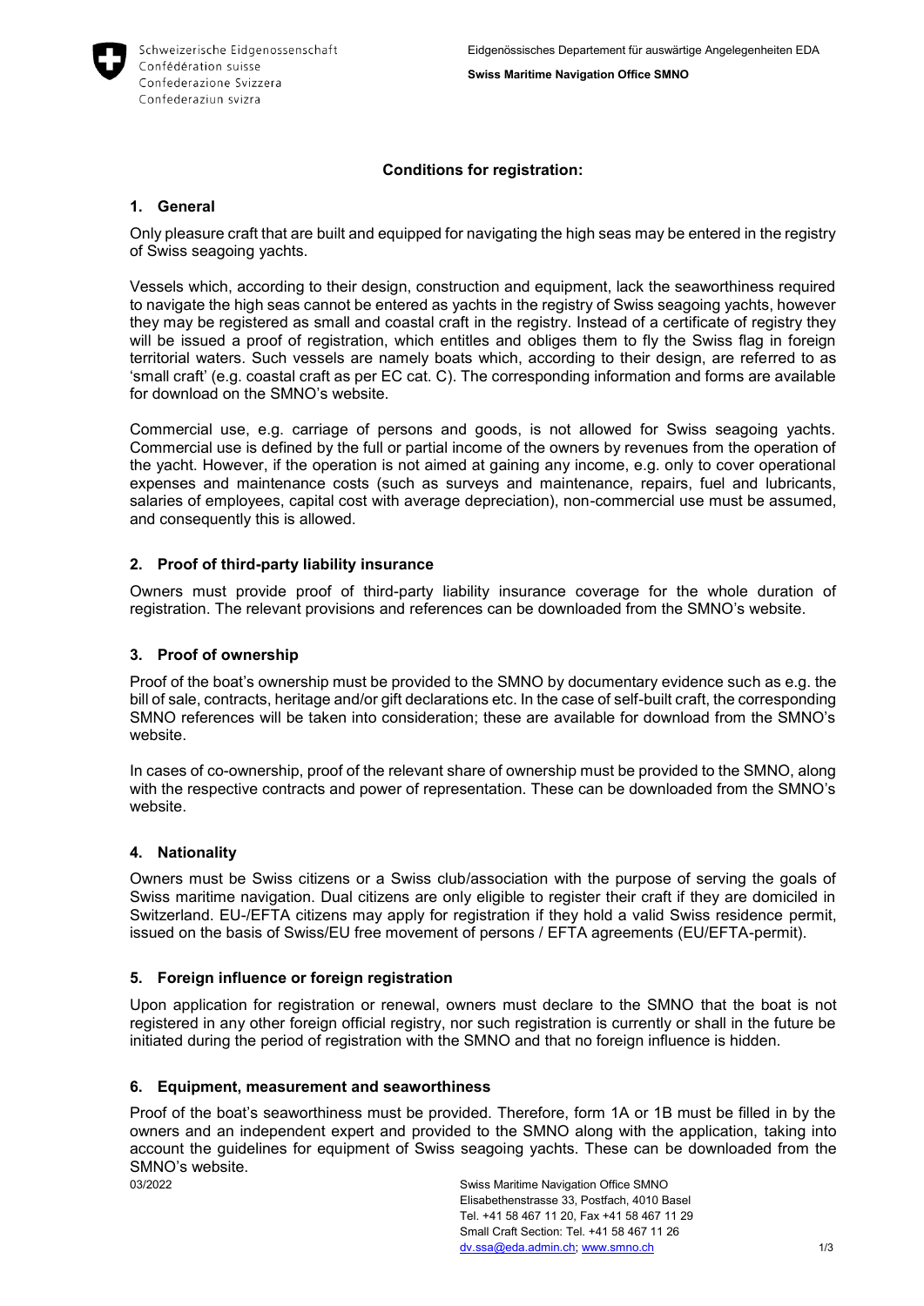## Conditions for registration:

### 1. General

Only pleasure craft that are built and equipped for navigating the high seas may be entered in the registry of Swiss seagoing yachts.

Vessels which, according to their design, construction and equipment, lack the seaworthiness required to navigate the high seas cannot be entered as yachts in the registry of Swiss seagoing yachts, however they may be registered as small and coastal craft in the registry. Instead of a certificate of registry they will be issued a proof of registration, which entitles and obliges them to fly the Swiss flag in foreign territorial waters. Such vessels are namely boats which, according to their design, are referred to as 'small craft' (e.g. coastal craft as per EC cat. C). The corresponding information and forms are available for download on the SMNO's website.

Commercial use, e.g. carriage of persons and goods, is not allowed for Swiss seagoing yachts. Commercial use is defined by the full or partial income of the owners by revenues from the operation of the yacht. However, if the operation is not aimed at gaining any income, e.g. only to cover operational expenses and maintenance costs (such as surveys and maintenance, repairs, fuel and lubricants, salaries of employees, capital cost with average depreciation), non-commercial use must be assumed, and consequently this is allowed.

### 2. Proof of third-party liability insurance

Owners must provide proof of third-party liability insurance coverage for the whole duration of registration. The relevant provisions and references can be downloaded from the SMNO's website.

### 3. Proof of ownership

Proof of the boat's ownership must be provided to the SMNO by documentary evidence such as e.g. the bill of sale, contracts, heritage and/or gift declarations etc. In the case of self-built craft, the corresponding SMNO references will be taken into consideration; these are available for download from the SMNO's website.

In cases of co-ownership, proof of the relevant share of ownership must be provided to the SMNO, along with the respective contracts and power of representation. These can be downloaded from the SMNO's website.

### 4. Nationality

Owners must be Swiss citizens or a Swiss club/association with the purpose of serving the goals of Swiss maritime navigation. Dual citizens are only eligible to register their craft if they are domiciled in Switzerland. EU-/EFTA citizens may apply for registration if they hold a valid Swiss residence permit, issued on the basis of Swiss/EU free movement of persons / EFTA agreements (EU/EFTA-permit).

### 5. Foreign influence or foreign registration

Upon application for registration or renewal, owners must declare to the SMNO that the boat is not registered in any other foreign official registry, nor such registration is currently or shall in the future be initiated during the period of registration with the SMNO and that no foreign influence is hidden.

### 6. Equipment, measurement and seaworthiness

Proof of the boat's seaworthiness must be provided. Therefore, form 1A or 1B must be filled in by the owners and an independent expert and provided to the SMNO along with the application, taking into account the guidelines for equipment of Swiss seagoing yachts. These can be downloaded from the SMNO's website.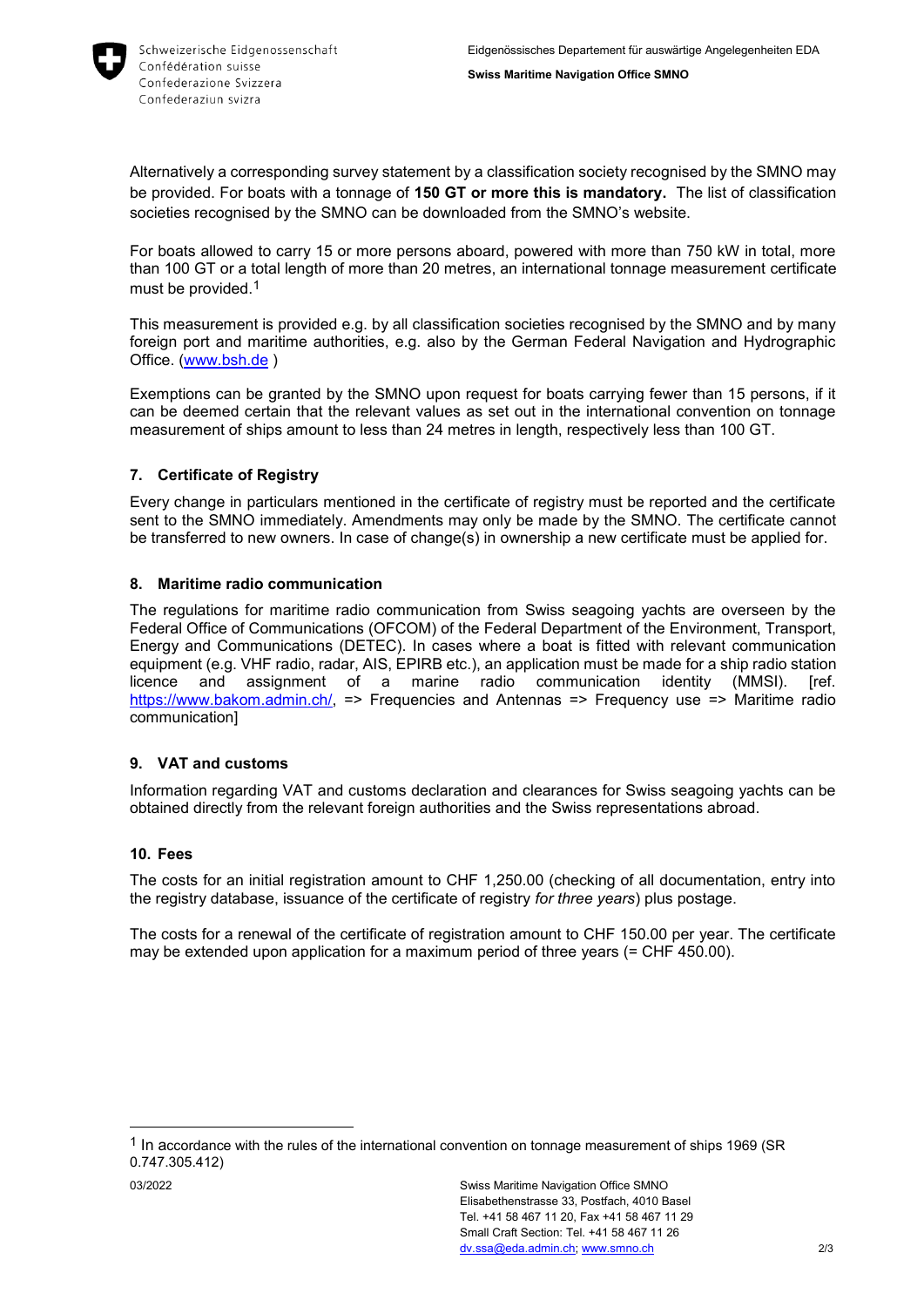Alternatively a corresponding survey statement by a classification society recognised by the SMNO may be provided. For boats with a tonnage of **150 GT or more this is mandatory.** The list of classification societies recognised by the SMNO can be downloaded from the SMNO's website.

For boats allowed to carry 15 or more persons aboard, powered with more than 750 kW in total, more than 100 GT or a total length of more than 20 metres, an international tonnage measurement certificate must be provided.[1]

This measurement is provided e.g. by all classification societies recognised by the SMNO and by many foreign port and maritime authorities, e.g. also by the German Federal Navigation and Hydrographic Office. ([www.bsh.de](http://www.bsh.de) )

Exemptions can be granted by the SMNO upon request for boats carrying fewer than 15 persons, if it can be deemed certain that the relevant values as set out in the international convention on tonnage measurement of ships amount to less than 24 metres in length, respectively less than 100 GT.

## 7. Certificate of Registry

Every change in particulars mentioned in the certificate of registry must be reported and the certificate sent to the SMNO immediately. Amendments may only be made by the SMNO. The certificate cannot be transferred to new owners. In case of change(s) in ownership a new certificate must be applied for.

## 8. Maritime radio communication

The regulations for maritime radio communication from Swiss seagoing yachts are overseen by the Federal Office of Communications (OFCOM) of the Federal Department of the Environment, Transport, Energy and Communications (DETEC). In cases where a boat is fitted with relevant communication equipment (e.g. VHF radio, radar, AIS, EPIRB etc.), an application must be made for a ship radio station licence and assignment of a marine radio communication identity (MMSI). [ref. https://www.bakom.admin.ch/, => Frequencies and Antennas => Frequency use => Maritime radio communication]

## 9. VAT and customs

Information regarding VAT and customs declaration and clearances for Swiss seagoing yachts can be obtained directly from the relevant foreign authorities and the Swiss representations abroad.

## 10. Fees

The costs for an initial registration amount to CHF 1,250.00 (checking of all documentation, entry into the registry database, issuance of the certificate of registry *for three years*) plus postage.

The costs for a renewal of the certificate of registration amount to CHF 150.00 per year. The certificate may be extended upon application for a maximum period of three years (= CHF 450.00).

---

[1] In accordance with the rules of the international convention on tonnage measurement of ships 1969 (SR 0.747.305.412)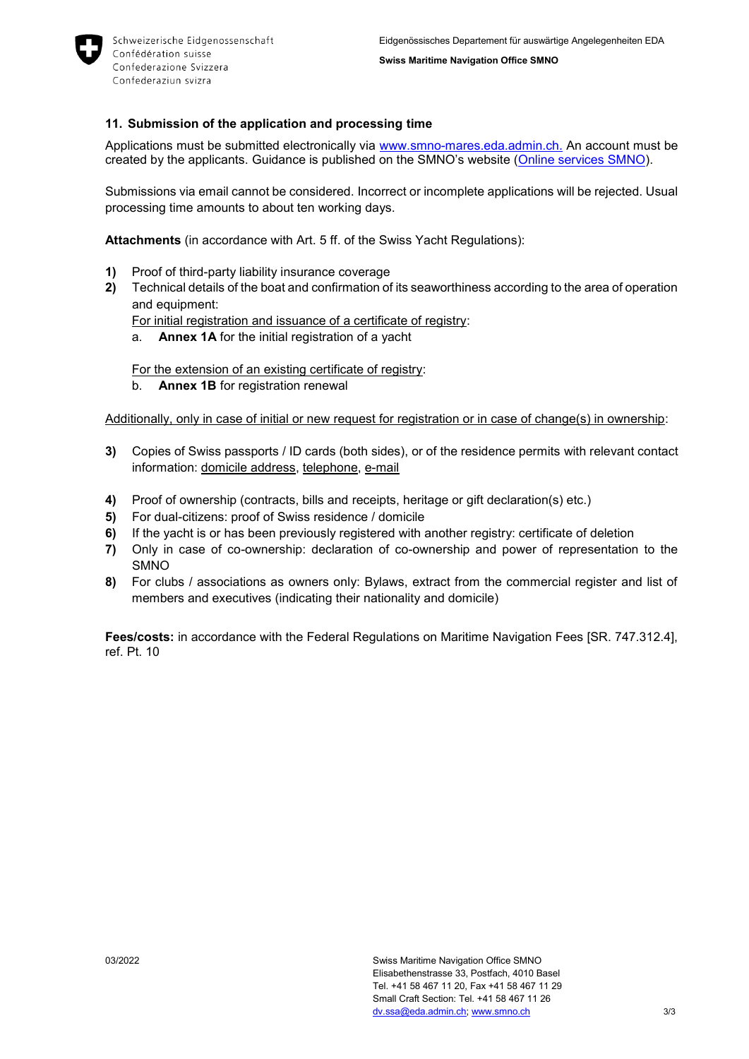## 11. Submission of the application and processing time

Applications must be submitted electronically via www.smno-mares.eda.admin.ch. An account must be created by the applicants. Guidance is published on the SMNO's website (Online services SMNO).

Submissions via email cannot be considered. Incorrect or incomplete applications will be rejected. Usual processing time amounts to about ten working days.

**Attachments** (in accordance with Art. 5 ff. of the Swiss Yacht Regulations):

**1)** Proof of third-party liability insurance coverage

**2)** Technical details of the boat and confirmation of its seaworthiness according to the area of operation and equipment:

For initial registration and issuance of a certificate of registry:

a. **Annex 1A** for the initial registration of a yacht

For the extension of an existing certificate of registry:

b. **Annex 1B** for registration renewal

Additionally, only in case of initial or new request for registration or in case of change(s) in ownership:

**3)** Copies of Swiss passports / ID cards (both sides), or of the residence permits with relevant contact information: domicile address, telephone, e-mail

**4)** Proof of ownership (contracts, bills and receipts, heritage or gift declaration(s) etc.)

**5)** For dual-citizens: proof of Swiss residence / domicile

**6)** If the yacht is or has been previously registered with another registry: certificate of deletion

**7)** Only in case of co-ownership: declaration of co-ownership and power of representation to the SMNO

**8)** For clubs / associations as owners only: Bylaws, extract from the commercial register and list of members and executives (indicating their nationality and domicile)

**Fees/costs:** in accordance with the Federal Regulations on Maritime Navigation Fees [SR. 747.312.4], ref. Pt. 10

03/2022

Swiss Maritime Navigation Office SMNO
Elisabethenstrasse 33, Postfach, 4010 Basel
Tel. +41 58 467 11 20, Fax +41 58 467 11 29
Small Craft Section: Tel. +41 58 467 11 26
dv.ssa@eda.admin.ch; www.smno.ch